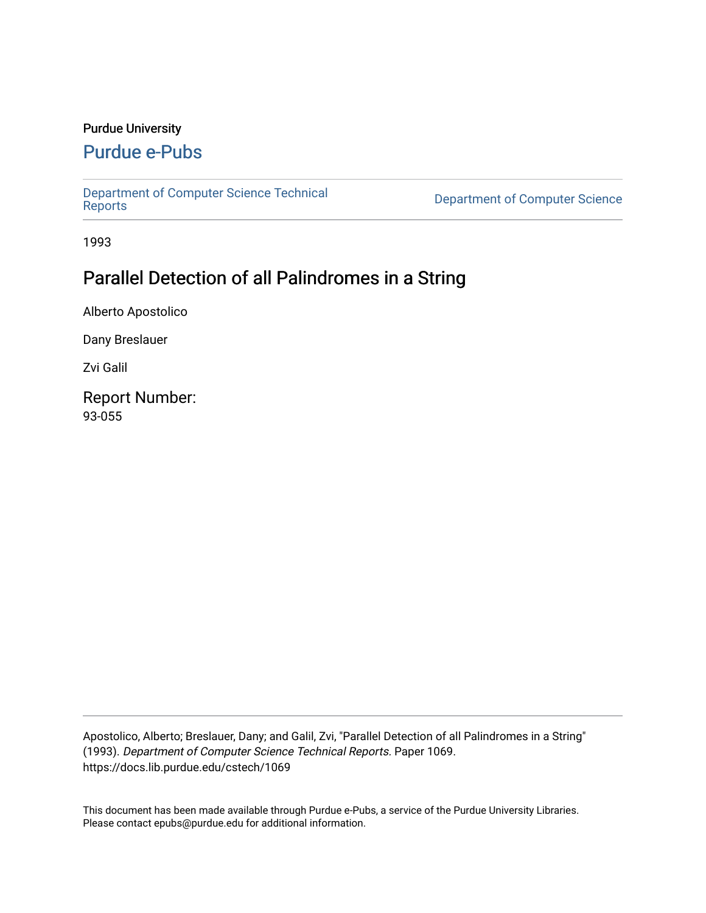Purdue University

## Purdue e-Pubs

Department of Computer Science Technical Reports

Department of Computer Science

1993

# Parallel Detection of all Palindromes in a String

Alberto Apostolico

Dany Breslauer

Zvi Galil

Report Number:
93-055

Apostolico, Alberto; Breslauer, Dany; and Galil, Zvi, "Parallel Detection of all Palindromes in a String" (1993). *Department of Computer Science Technical Reports.* Paper 1069.
https://docs.lib.purdue.edu/cstech/1069

This document has been made available through Purdue e-Pubs, a service of the Purdue University Libraries. Please contact epubs@purdue.edu for additional information.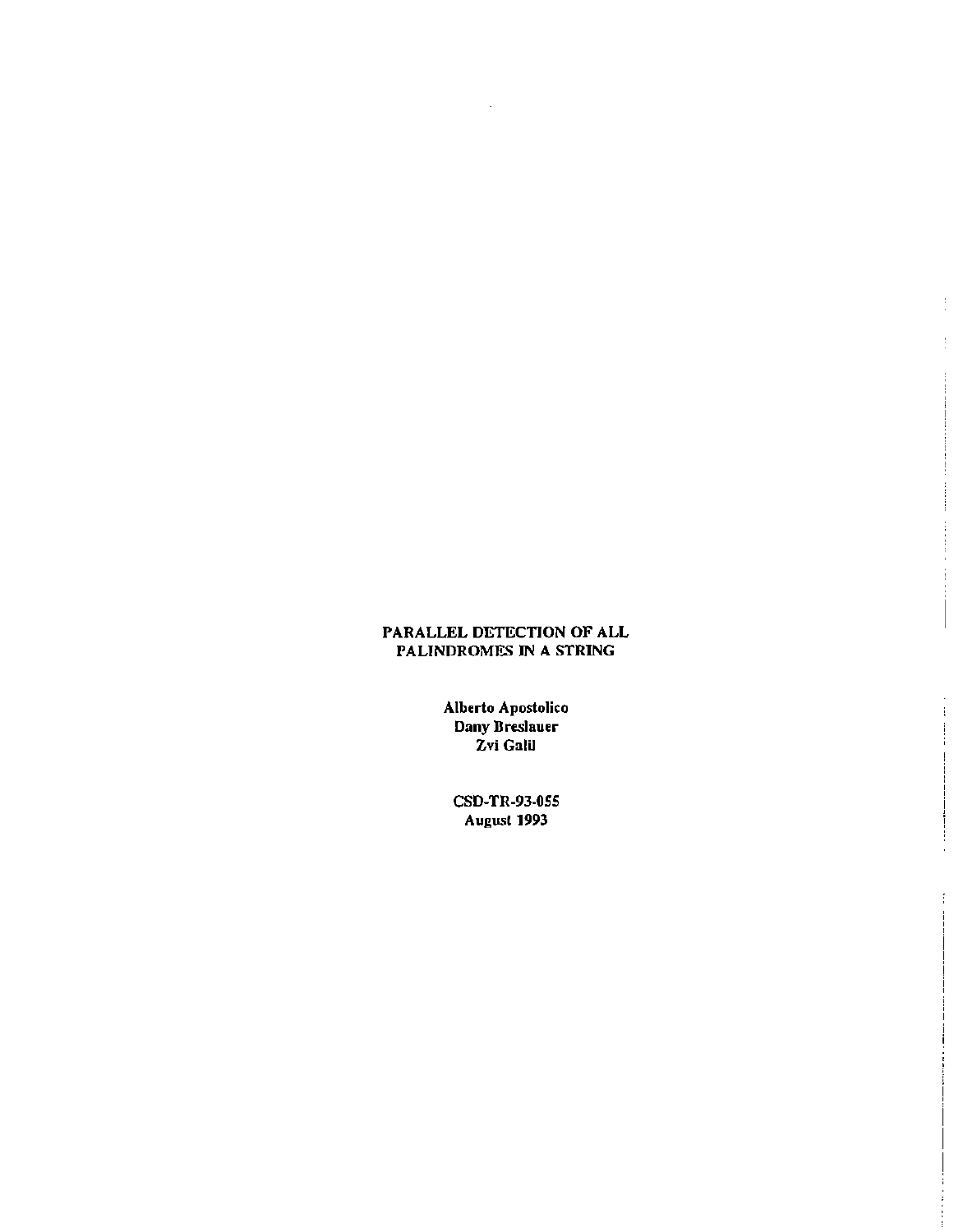# PARALLEL DETECTION OF ALL PALINDROMES IN A STRING

**Alberto Apostolico**
**Dany Breslauer**
**Zvi Galil**

**CSD-TR-93-055**
**August 1993**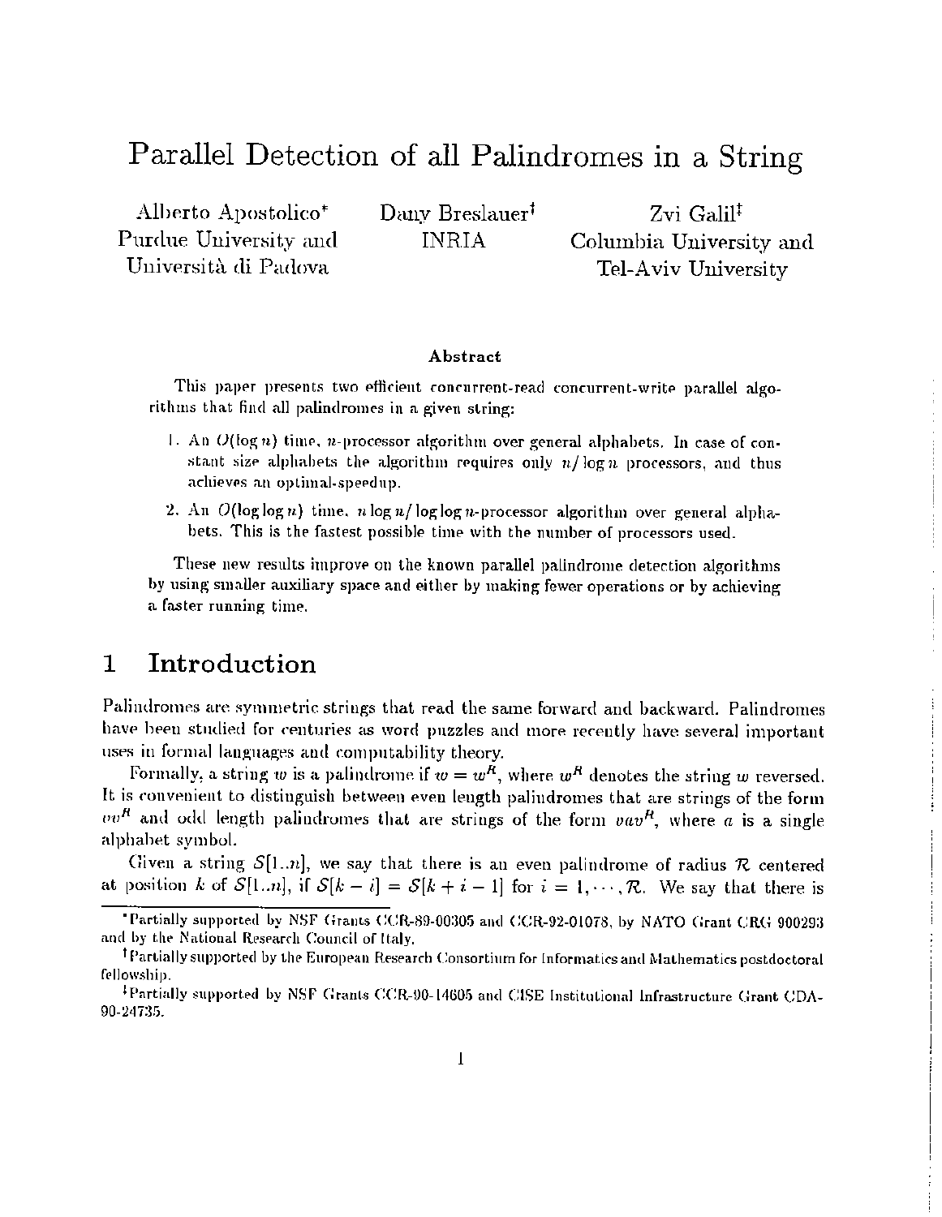# Parallel Detection of all Palindromes in a String

Alberto Apostolico*
Purdue University and
Università di Padova

Dany Breslauer†
INRIA

Zvi Galil‡
Columbia University and
Tel-Aviv University

**Abstract**

This paper presents two efficient concurrent-read concurrent-write parallel algorithms that find all palindromes in a given string:

1. An $O(\log n)$ time, $n$-processor algorithm over general alphabets. In case of constant size alphabets the algorithm requires only $n/\log n$ processors, and thus achieves an optimal-speedup.
2. An $O(\log\log n)$ time, $n\log n/\log\log n$-processor algorithm over general alphabets. This is the fastest possible time with the number of processors used.

These new results improve on the known parallel palindrome detection algorithms by using smaller auxiliary space and either by making fewer operations or by achieving a faster running time.

## 1 Introduction

Palindromes are symmetric strings that read the same forward and backward. Palindromes have been studied for centuries as word puzzles and more recently have several important uses in formal languages and computability theory.

Formally, a string $w$ is a palindrome if $w = w^R$, where $w^R$ denotes the string $w$ reversed. It is convenient to distinguish between even length palindromes that are strings of the form $vv^R$ and odd length palindromes that are strings of the form $vav^R$, where $a$ is a single alphabet symbol.

Given a string $\mathcal{S}[1..n]$, we say that there is an even palindrome of radius $\mathcal{R}$ centered at position $k$ of $\mathcal{S}[1..n]$, if $\mathcal{S}[k-i] = \mathcal{S}[k+i-1]$ for $i = 1, \cdots, \mathcal{R}$. We say that there is

*Partially supported by NSF Grants CCR-89-00305 and CCR-92-01078, by NATO Grant CRG 900293 and by the National Research Council of Italy.

†Partially supported by the European Research Consortium for Informatics and Mathematics postdoctoral fellowship.

‡Partially supported by NSF Grants CCR-90-14605 and CISE Institutional Infrastructure Grant CDA-90-24735.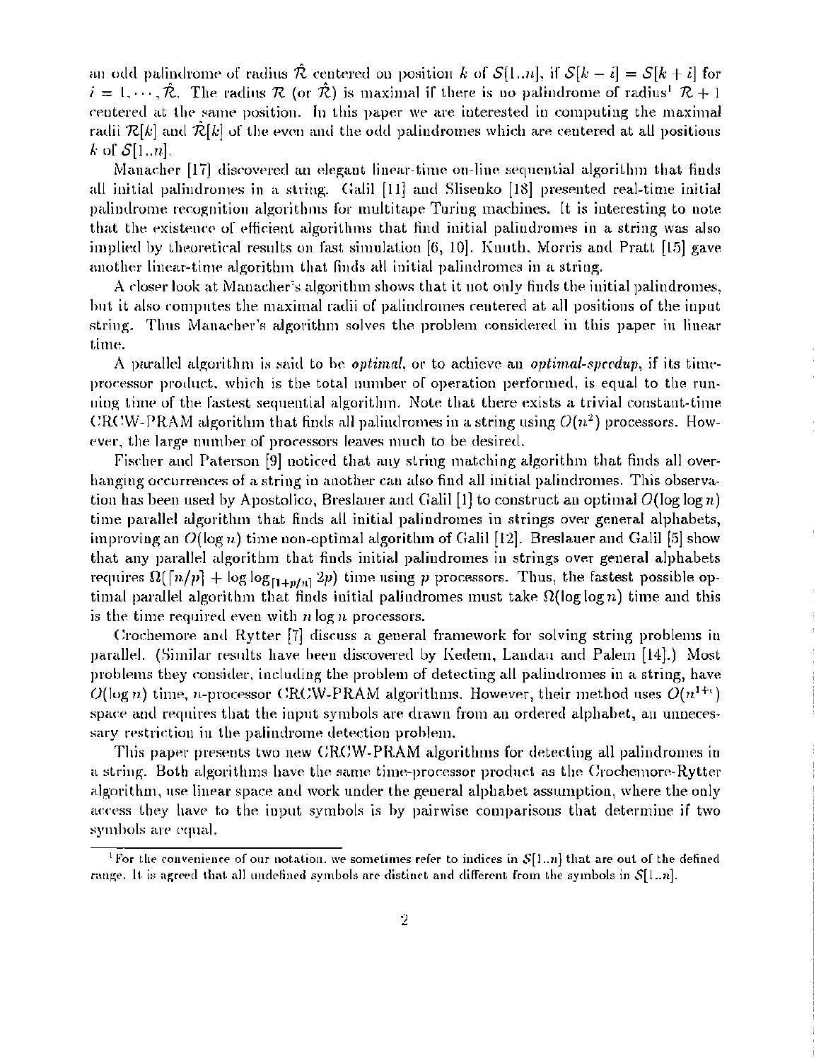an odd palindrome of radius $\hat{\mathcal{R}}$ centered on position $k$ of $\mathcal{S}[1..n]$, if $\mathcal{S}[k-i] = \mathcal{S}[k+i]$ for $i = 1, \cdots, \hat{\mathcal{R}}$. The radius $\mathcal{R}$ (or $\hat{\mathcal{R}}$) is maximal if there is no palindrome of radius[1] $\mathcal{R}+1$ centered at the same position. In this paper we are interested in computing the maximal radii $\mathcal{R}[k]$ and $\hat{\mathcal{R}}[k]$ of the even and the odd palindromes which are centered at all positions $k$ of $\mathcal{S}[1..n]$.

Manacher [17] discovered an elegant linear-time on-line sequential algorithm that finds all initial palindromes in a string. Galil [11] and Slisenko [18] presented real-time initial palindrome recognition algorithms for multitape Turing machines. It is interesting to note that the existence of efficient algorithms that find initial palindromes in a string was also implied by theoretical results on fast simulation [6, 10]. Knuth, Morris and Pratt [15] gave another linear-time algorithm that finds all initial palindromes in a string.

A closer look at Manacher's algorithm shows that it not only finds the initial palindromes, but it also computes the maximal radii of palindromes centered at all positions of the input string. Thus Manacher's algorithm solves the problem considered in this paper in linear time.

A parallel algorithm is said to be *optimal*, or to achieve an *optimal-speedup*, if its time-processor product, which is the total number of operation performed, is equal to the running time of the fastest sequential algorithm. Note that there exists a trivial constant-time CRCW-PRAM algorithm that finds all palindromes in a string using $O(n^2)$ processors. However, the large number of processors leaves much to be desired.

Fischer and Paterson [9] noticed that any string matching algorithm that finds all overhanging occurrences of a string in another can also find all initial palindromes. This observation has been used by Apostolico, Breslauer and Galil [1] to construct an optimal $O(\log\log n)$ time parallel algorithm that finds all initial palindromes in strings over general alphabets, improving an $O(\log n)$ time non-optimal algorithm of Galil [12]. Breslauer and Galil [5] show that any parallel algorithm that finds initial palindromes in strings over general alphabets requires $\Omega(\lceil n/p \rceil + \log\log_{\lceil 1+p/n \rceil} 2p)$ time using $p$ processors. Thus, the fastest possible optimal parallel algorithm that finds initial palindromes must take $\Omega(\log\log n)$ time and this is the time required even with $n \log n$ processors.

Crochemore and Rytter [7] discuss a general framework for solving string problems in parallel. (Similar results have been discovered by Kedem, Landau and Palem [14].) Most problems they consider, including the problem of detecting all palindromes in a string, have $O(\log n)$ time, $n$-processor CRCW-PRAM algorithms. However, their method uses $O(n^{1+\epsilon})$ space and requires that the input symbols are drawn from an ordered alphabet, an unnecessary restriction in the palindrome detection problem.

This paper presents two new CRCW-PRAM algorithms for detecting all palindromes in a string. Both algorithms have the same time-processor product as the Crochemore-Rytter algorithm, use linear space and work under the general alphabet assumption, where the only access they have to the input symbols is by pairwise comparisons that determine if two symbols are equal.

---

[1] For the convenience of our notation, we sometimes refer to indices in $\mathcal{S}[1..n]$ that are out of the defined range. It is agreed that all undefined symbols are distinct and different from the symbols in $\mathcal{S}[1..n]$.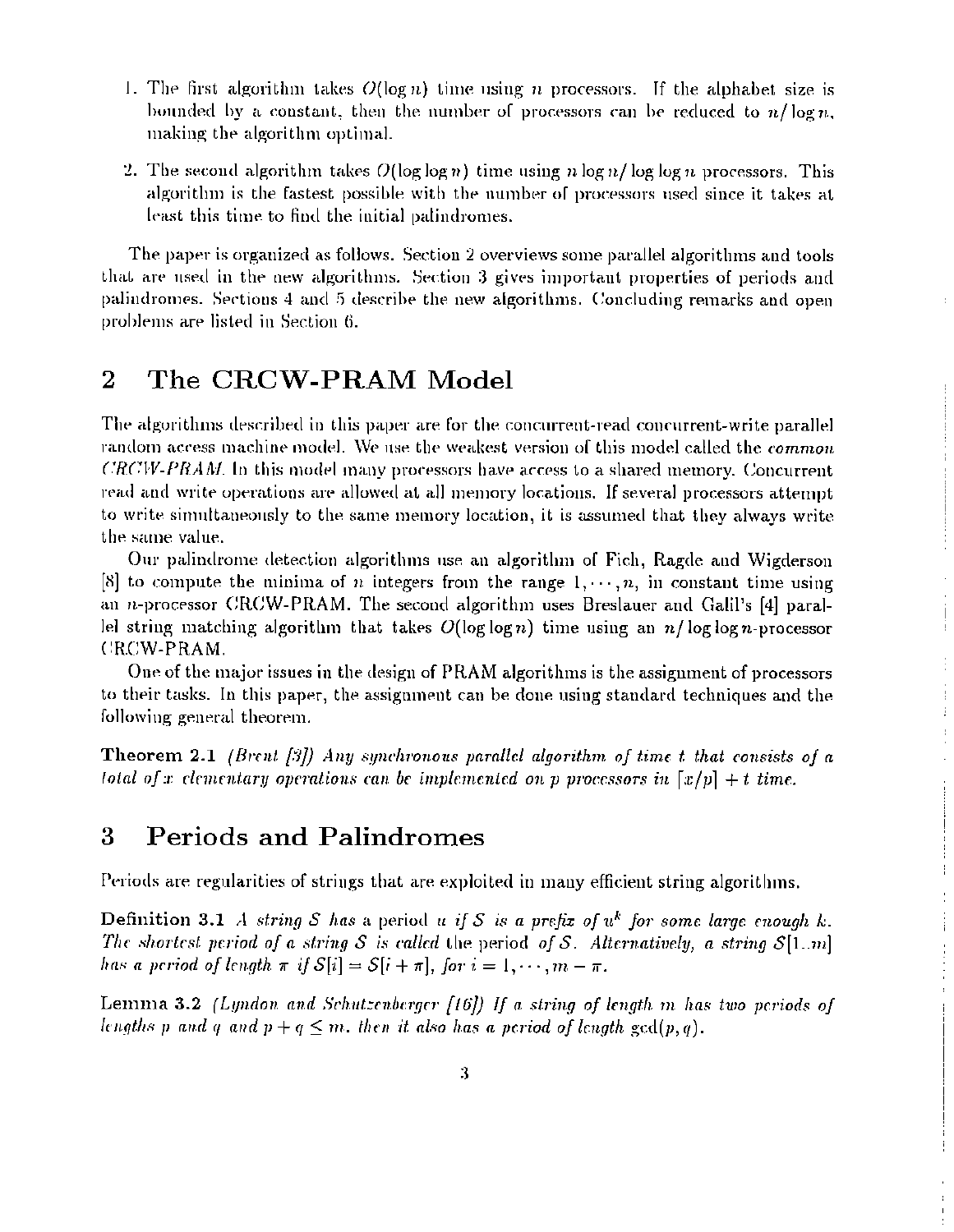1. The first algorithm takes $O(\log n)$ time using $n$ processors. If the alphabet size is bounded by a constant, then the number of processors can be reduced to $n/\log n$, making the algorithm optimal.

2. The second algorithm takes $O(\log\log n)$ time using $n \log n/\log\log n$ processors. This algorithm is the fastest possible with the number of processors used since it takes at least this time to find the initial palindromes.

The paper is organized as follows. Section 2 overviews some parallel algorithms and tools that are used in the new algorithms. Section 3 gives important properties of periods and palindromes. Sections 4 and 5 describe the new algorithms. Concluding remarks and open problems are listed in Section 6.

## 2 The CRCW-PRAM Model

The algorithms described in this paper are for the concurrent-read concurrent-write parallel random access machine model. We use the weakest version of this model called the *common CRCW-PRAM*. In this model many processors have access to a shared memory. Concurrent read and write operations are allowed at all memory locations. If several processors attempt to write simultaneously to the same memory location, it is assumed that they always write the same value.

Our palindrome detection algorithms use an algorithm of Fich, Ragde and Wigderson [8] to compute the minima of $n$ integers from the range $1, \cdots, n$, in constant time using an $n$-processor CRCW-PRAM. The second algorithm uses Breslauer and Galil's [4] parallel string matching algorithm that takes $O(\log\log n)$ time using an $n/\log\log n$-processor CRCW-PRAM.

One of the major issues in the design of PRAM algorithms is the assignment of processors to their tasks. In this paper, the assignment can be done using standard techniques and the following general theorem.

**Theorem 2.1** *(Brent [3]) Any synchronous parallel algorithm of time $t$ that consists of a total of $x$ elementary operations can be implemented on $p$ processors in $\lceil x/p \rceil + t$ time.*

## 3 Periods and Palindromes

Periods are regularities of strings that are exploited in many efficient string algorithms.

**Definition 3.1** *A string $S$ has* a period *$u$ if $S$ is a prefix of $u^k$ for some large enough $k$. The shortest period of a string $S$ is called* the period *of $S$. Alternatively, a string $S[1..m]$ has a period of length $\pi$ if $S[i] = S[i+\pi]$, for $i = 1, \cdots, m - \pi$.*

**Lemma 3.2** *(Lyndon and Schutzenberger [16]) If a string of length $m$ has two periods of lengths $p$ and $q$ and $p + q \leq m$, then it also has a period of length $\gcd(p, q)$.*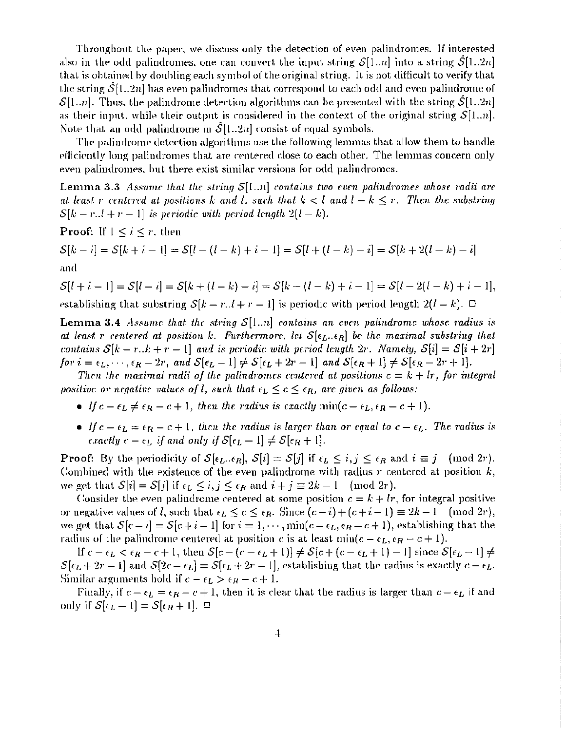Throughout the paper, we discuss only the detection of even palindromes. If interested also in the odd palindromes, one can convert the input string $\mathcal{S}[1..n]$ into a string $\hat{\mathcal{S}}[1..2n]$ that is obtained by doubling each symbol of the original string. It is not difficult to verify that the string $\hat{\mathcal{S}}[1..2n]$ has even palindromes that correspond to each odd and even palindrome of $\mathcal{S}[1..n]$. Thus, the palindrome detection algorithms can be presented with the string $\hat{\mathcal{S}}[1..2n]$ as their input, while their output is considered in the context of the original string $\mathcal{S}[1..n]$. Note that an odd palindrome in $\hat{\mathcal{S}}[1..2n]$ consist of equal symbols.

The palindrome detection algorithms use the following lemmas that allow them to handle efficiently long palindromes that are centered close to each other. The lemmas concern only even palindromes, but there exist similar versions for odd palindromes.

**Lemma 3.3** *Assume that the string $\mathcal{S}[1..n]$ contains two even palindromes whose radii are at least $r$ centered at positions $k$ and $l$, such that $k < l$ and $l - k \le r$. Then the substring $\mathcal{S}[k-r..l+r-1]$ is periodic with period length $2(l-k)$.*

**Proof:** If $1 \le i \le r$, then

$$\mathcal{S}[k-i] = \mathcal{S}[k+i-1] = \mathcal{S}[l-(l-k)+i-1] = \mathcal{S}[l+(l-k)-i] = \mathcal{S}[k+2(l-k)-i]$$

and

$$\mathcal{S}[l+i-1] = \mathcal{S}[l-i] = \mathcal{S}[k+(l-k)-i] = \mathcal{S}[k-(l-k)+i-1] = \mathcal{S}[l-2(l-k)+i-1],$$

establishing that substring $\mathcal{S}[k-r..l+r-1]$ is periodic with period length $2(l-k)$. □

**Lemma 3.4** *Assume that the string $\mathcal{S}[1..n]$ contains an even palindrome whose radius is at least $r$ centered at position $k$. Furthermore, let $\mathcal{S}[\epsilon_L..\epsilon_R]$ be the maximal substring that contains $\mathcal{S}[k-r..k+r-1]$ and is periodic with period length $2r$. Namely, $\mathcal{S}[i] = \mathcal{S}[i+2r]$ for $i = \epsilon_L, \cdots, \epsilon_R - 2r$, and $\mathcal{S}[\epsilon_L - 1] \ne \mathcal{S}[\epsilon_L + 2r - 1]$ and $\mathcal{S}[\epsilon_R + 1] \ne \mathcal{S}[\epsilon_R - 2r + 1]$.*

*Then the maximal radii of the palindromes centered at positions $c = k + lr$, for integral positive or negative values of $l$, such that $\epsilon_L \le c \le \epsilon_R$, are given as follows:*

- *If $c - \epsilon_L \ne \epsilon_R - c + 1$, then the radius is exactly $\min(c - \epsilon_L, \epsilon_R - c + 1)$.*
- *If $c - \epsilon_L = \epsilon_R - c + 1$, then the radius is larger than or equal to $c - \epsilon_L$. The radius is exactly $c - \epsilon_L$ if and only if $\mathcal{S}[\epsilon_L - 1] \ne \mathcal{S}[\epsilon_R + 1]$.*

**Proof:** By the periodicity of $\mathcal{S}[\epsilon_L..\epsilon_R]$, $\mathcal{S}[i] = \mathcal{S}[j]$ if $\epsilon_L \le i, j \le \epsilon_R$ and $i \equiv j \pmod{2r}$. Combined with the existence of the even palindrome with radius $r$ centered at position $k$, we get that $\mathcal{S}[i] = \mathcal{S}[j]$ if $\epsilon_L \le i, j \le \epsilon_R$ and $i + j \equiv 2k - 1 \pmod{2r}$.

Consider the even palindrome centered at some position $c = k + lr$, for integral positive or negative values of $l$, such that $\epsilon_L \le c \le \epsilon_R$. Since $(c-i)+(c+i-1) \equiv 2k - 1 \pmod{2r}$, we get that $\mathcal{S}[c-i] = \mathcal{S}[c+i-1]$ for $i = 1, \cdots, \min(c - \epsilon_L, \epsilon_R - c + 1)$, establishing that the radius of the palindrome centered at position $c$ is at least $\min(c - \epsilon_L, \epsilon_R - c + 1)$.

If $c - \epsilon_L < \epsilon_R - c + 1$, then $\mathcal{S}[c - (c - \epsilon_L + 1)] \ne \mathcal{S}[c + (c - \epsilon_L + 1) - 1]$ since $\mathcal{S}[\epsilon_L - 1] \ne \mathcal{S}[\epsilon_L + 2r - 1]$ and $\mathcal{S}[2c - \epsilon_L] = \mathcal{S}[\epsilon_L + 2r - 1]$, establishing that the radius is exactly $c - \epsilon_L$. Similar arguments hold if $c - \epsilon_L > \epsilon_R - c + 1$.

Finally, if $c - \epsilon_L = \epsilon_R - c + 1$, then it is clear that the radius is larger than $c - \epsilon_L$ if and only if $\mathcal{S}[\epsilon_L - 1] = \mathcal{S}[\epsilon_R + 1]$. □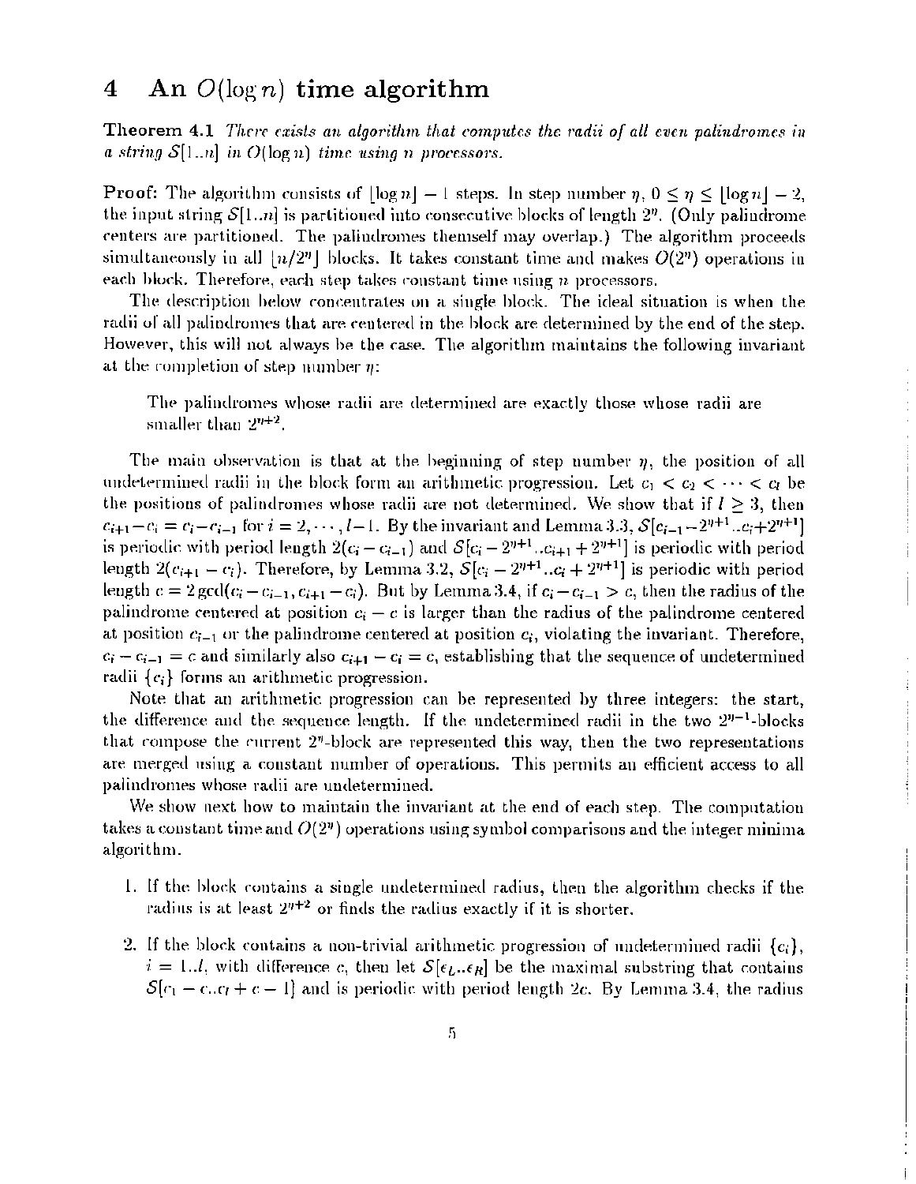# 4 An $O(\log n)$ time algorithm

**Theorem 4.1** *There exists an algorithm that computes the radii of all even palindromes in a string $S[1..n]$ in $O(\log n)$ time using $n$ processors.*

**Proof:** The algorithm consists of $\lfloor \log n \rfloor - 1$ steps. In step number $\eta$, $0 \le \eta \le \lfloor \log n \rfloor - 2$, the input string $S[1..n]$ is partitioned into consecutive blocks of length $2^\eta$. (Only palindrome centers are partitioned. The palindromes themself may overlap.) The algorithm proceeds simultaneously in all $\lfloor n/2^\eta \rfloor$ blocks. It takes constant time and makes $O(2^\eta)$ operations in each block. Therefore, each step takes constant time using $n$ processors.

The description below concentrates on a single block. The ideal situation is when the radii of all palindromes that are centered in the block are determined by the end of the step. However, this will not always be the case. The algorithm maintains the following invariant at the completion of step number $\eta$:

> The palindromes whose radii are determined are exactly those whose radii are smaller than $2^{\eta+2}$.

The main observation is that at the beginning of step number $\eta$, the position of all undetermined radii in the block form an arithmetic progression. Let $c_1 < c_2 < \cdots < c_l$ be the positions of palindromes whose radii are not determined. We show that if $l \ge 3$, then $c_{i+1} - c_i = c_i - c_{i-1}$ for $i = 2, \cdots, l-1$. By the invariant and Lemma 3.3, $S[c_{i-1} - 2^{\eta+1}..c_i + 2^{\eta+1}]$ is periodic with period length $2(c_i - c_{i-1})$ and $S[c_i - 2^{\eta+1}..c_{i+1} + 2^{\eta+1}]$ is periodic with period length $2(c_{i+1} - c_i)$. Therefore, by Lemma 3.2, $S[c_i - 2^{\eta+1}..c_i + 2^{\eta+1}]$ is periodic with period length $c = 2\gcd(c_i - c_{i-1}, c_{i+1} - c_i)$. But by Lemma 3.4, if $c_i - c_{i-1} > c$, then the radius of the palindrome centered at position $c_i - c$ is larger than the radius of the palindrome centered at position $c_{i-1}$ or the palindrome centered at position $c_i$, violating the invariant. Therefore, $c_i - c_{i-1} = c$ and similarly also $c_{i+1} - c_i = c$, establishing that the sequence of undetermined radii $\{c_i\}$ forms an arithmetic progression.

Note that an arithmetic progression can be represented by three integers: the start, the difference and the sequence length. If the undetermined radii in the two $2^{\eta-1}$-blocks that compose the current $2^\eta$-block are represented this way, then the two representations are merged using a constant number of operations. This permits an efficient access to all palindromes whose radii are undetermined.

We show next how to maintain the invariant at the end of each step. The computation takes a constant time and $O(2^\eta)$ operations using symbol comparisons and the integer minima algorithm.

1. If the block contains a single undetermined radius, then the algorithm checks if the radius is at least $2^{\eta+2}$ or finds the radius exactly if it is shorter.

2. If the block contains a non-trivial arithmetic progression of undetermined radii $\{c_i\}$, $i = 1..l$, with difference $c$, then let $S[\epsilon_L..\epsilon_R]$ be the maximal substring that contains $S[c_1 - c..c_l + c - 1]$ and is periodic with period length $2c$. By Lemma 3.4, the radius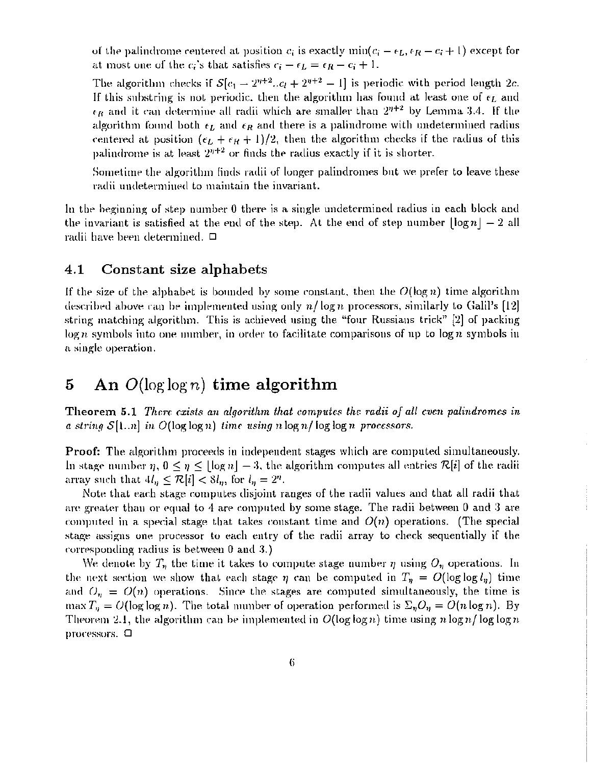of the palindrome centered at position $c_i$ is exactly $\min(c_i - \epsilon_L, \epsilon_R - c_i + 1)$ except for at most one of the $c_i$'s that satisfies $c_i - \epsilon_L = \epsilon_R - c_i + 1$.

The algorithm checks if $\mathcal{S}[c_1 - 2^{\eta+2}..c_l + 2^{\eta+2} - 1]$ is periodic with period length $2c$. If this substring is not periodic, then the algorithm has found at least one of $\epsilon_L$ and $\epsilon_R$ and it can determine all radii which are smaller than $2^{\eta+2}$ by Lemma 3.4. If the algorithm found both $\epsilon_L$ and $\epsilon_R$ and there is a palindrome with undetermined radius centered at position $(\epsilon_L + \epsilon_R + 1)/2$, then the algorithm checks if the radius of this palindrome is at least $2^{\eta+2}$ or finds the radius exactly if it is shorter.

Sometime the algorithm finds radii of longer palindromes but we prefer to leave these radii undetermined to maintain the invariant.

In the beginning of step number 0 there is a single undetermined radius in each block and the invariant is satisfied at the end of the step. At the end of step number $\lfloor \log n \rfloor - 2$ all radii have been determined. □

## 4.1 Constant size alphabets

If the size of the alphabet is bounded by some constant, then the $O(\log n)$ time algorithm described above can be implemented using only $n/\log n$ processors, similarly to Galil's [12] string matching algorithm. This is achieved using the "four Russians trick" [2] of packing $\log n$ symbols into one number, in order to facilitate comparisons of up to $\log n$ symbols in a single operation.

# 5 An $O(\log \log n)$ time algorithm

**Theorem 5.1** *There exists an algorithm that computes the radii of all even palindromes in a string $\mathcal{S}[1..n]$ in $O(\log \log n)$ time using $n \log n / \log \log n$ processors.*

**Proof:** The algorithm proceeds in independent stages which are computed simultaneously. In stage number $\eta$, $0 \leq \eta \leq \lfloor \log n \rfloor - 3$, the algorithm computes all entries $\mathcal{R}[i]$ of the radii array such that $4l_\eta \leq \mathcal{R}[i] < 8l_\eta$, for $l_\eta = 2^\eta$.

Note that each stage computes disjoint ranges of the radii values and that all radii that are greater than or equal to 4 are computed by some stage. The radii between 0 and 3 are computed in a special stage that takes constant time and $O(n)$ operations. (The special stage assigns one processor to each entry of the radii array to check sequentially if the corresponding radius is between 0 and 3.)

We denote by $T_\eta$ the time it takes to compute stage number $\eta$ using $O_\eta$ operations. In the next section we show that each stage $\eta$ can be computed in $T_\eta = O(\log \log l_\eta)$ time and $O_\eta = O(n)$ operations. Since the stages are computed simultaneously, the time is $\max T_\eta = O(\log \log n)$. The total number of operation performed is $\Sigma_\eta O_\eta = O(n \log n)$. By Theorem 2.1, the algorithm can be implemented in $O(\log \log n)$ time using $n \log n / \log \log n$ processors. □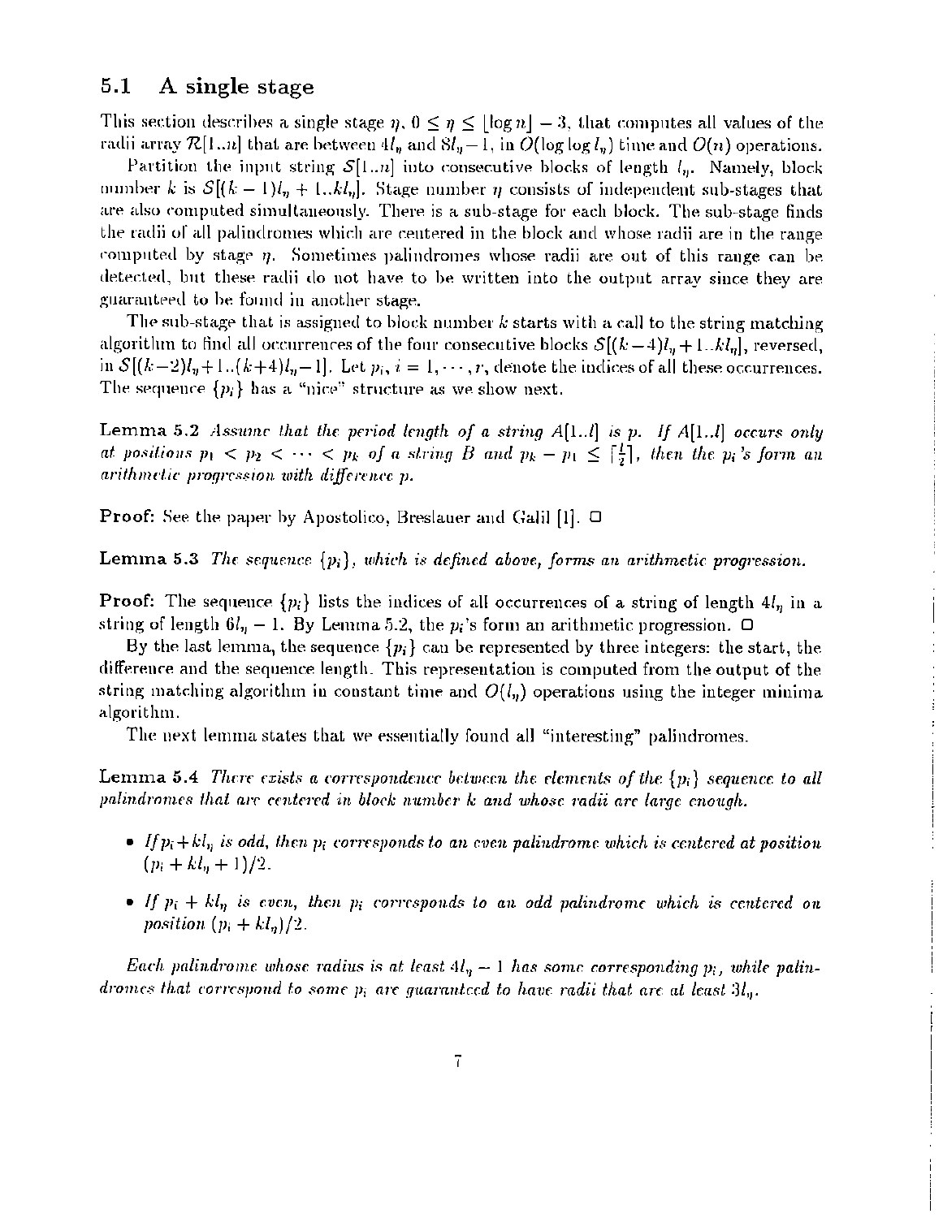### 5.1 A single stage

This section describes a single stage $\eta$, $0 \leq \eta \leq \lfloor \log n \rfloor - 3$, that computes all values of the radii array $\mathcal{R}[1..n]$ that are between $4l_\eta$ and $8l_\eta - 1$, in $O(\log \log l_\eta)$ time and $O(n)$ operations.

Partition the input string $\mathcal{S}[1..n]$ into consecutive blocks of length $l_\eta$. Namely, block number $k$ is $\mathcal{S}[(k-1)l_\eta + 1..kl_\eta]$. Stage number $\eta$ consists of independent sub-stages that are also computed simultaneously. There is a sub-stage for each block. The sub-stage finds the radii of all palindromes which are centered in the block and whose radii are in the range computed by stage $\eta$. Sometimes palindromes whose radii are out of this range can be detected, but these radii do not have to be written into the output array since they are guaranteed to be found in another stage.

The sub-stage that is assigned to block number $k$ starts with a call to the string matching algorithm to find all occurrences of the four consecutive blocks $\mathcal{S}[(k-4)l_\eta + 1..kl_\eta]$, reversed, in $\mathcal{S}[(k-2)l_\eta + 1..(k+4)l_\eta - 1]$. Let $p_i$, $i = 1, \cdots, r$, denote the indices of all these occurrences. The sequence $\{p_i\}$ has a "nice" structure as we show next.

**Lemma 5.2** *Assume that the period length of a string $A[1..l]$ is $p$. If $A[1..l]$ occurs only at positions $p_1 < p_2 < \cdots < p_k$ of a string $B$ and $p_k - p_1 \leq \lceil \frac{l}{2} \rceil$, then the $p_i$'s form an arithmetic progression with difference $p$.*

**Proof:** See the paper by Apostolico, Breslauer and Galil [1]. □

**Lemma 5.3** *The sequence $\{p_i\}$, which is defined above, forms an arithmetic progression.*

**Proof:** The sequence $\{p_i\}$ lists the indices of all occurrences of a string of length $4l_\eta$ in a string of length $6l_\eta - 1$. By Lemma 5.2, the $p_i$'s form an arithmetic progression. □

By the last lemma, the sequence $\{p_i\}$ can be represented by three integers: the start, the difference and the sequence length. This representation is computed from the output of the string matching algorithm in constant time and $O(l_\eta)$ operations using the integer minima algorithm.

The next lemma states that we essentially found all "interesting" palindromes.

**Lemma 5.4** *There exists a correspondence between the elements of the $\{p_i\}$ sequence to all palindromes that are centered in block number $k$ and whose radii are large enough.*

- *If $p_i + kl_\eta$ is odd, then $p_i$ corresponds to an even palindrome which is centered at position $(p_i + kl_\eta + 1)/2$.*
- *If $p_i + kl_\eta$ is even, then $p_i$ corresponds to an odd palindrome which is centered on position $(p_i + kl_\eta)/2$.*

*Each palindrome whose radius is at least $4l_\eta - 1$ has some corresponding $p_i$, while palindromes that correspond to some $p_i$ are guaranteed to have radii that are at least $3l_\eta$.*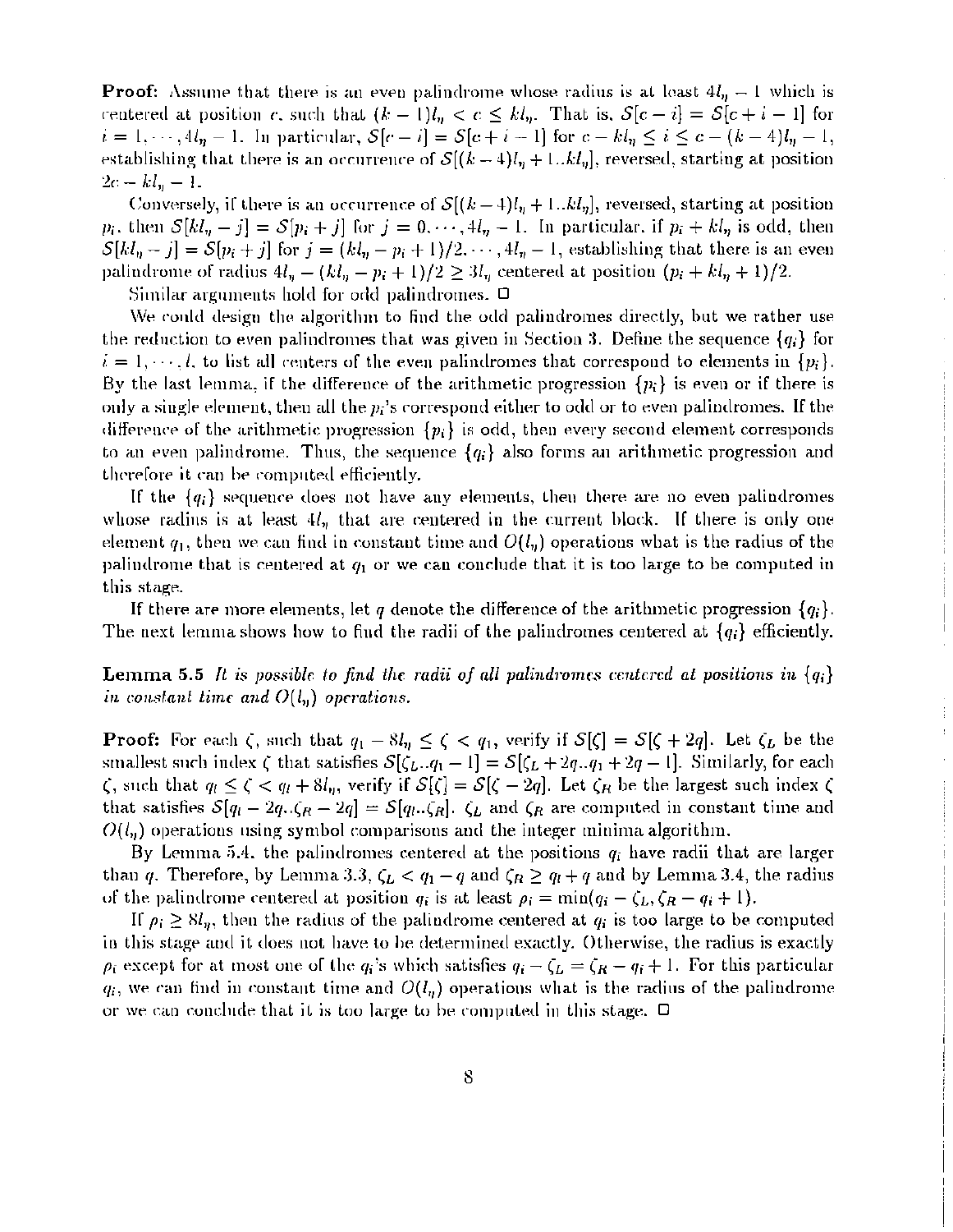**Proof:** Assume that there is an even palindrome whose radius is at least $4l_\eta - 1$ which is centered at position $c$, such that $(k-1)l_\eta < c \leq kl_\eta$. That is, $\mathcal{S}[c-i] = \mathcal{S}[c+i-1]$ for $i = 1, \cdots, 4l_\eta - 1$. In particular, $\mathcal{S}[c-i] = \mathcal{S}[c+i-1]$ for $c - kl_\eta \leq i \leq c - (k-4)l_\eta - 1$, establishing that there is an occurrence of $\mathcal{S}[(k-4)l_\eta + 1..kl_\eta]$, reversed, starting at position $2c - kl_\eta - 1$.

Conversely, if there is an occurrence of $\mathcal{S}[(k-4)l_\eta + 1..kl_\eta]$, reversed, starting at position $p_i$, then $\mathcal{S}[kl_\eta - j] = \mathcal{S}[p_i + j]$ for $j = 0, \cdots, 4l_\eta - 1$. In particular, if $p_i + kl_\eta$ is odd, then $\mathcal{S}[kl_\eta - j] = \mathcal{S}[p_i + j]$ for $j = (kl_\eta - p_i + 1)/2, \cdots, 4l_\eta - 1$, establishing that there is an even palindrome of radius $4l_\eta - (kl_\eta - p_i + 1)/2 \geq 3l_\eta$ centered at position $(p_i + kl_\eta + 1)/2$.

Similar arguments hold for odd palindromes. □

We could design the algorithm to find the odd palindromes directly, but we rather use the reduction to even palindromes that was given in Section 3. Define the sequence $\{q_i\}$ for $i = 1, \cdots, l$, to list all centers of the even palindromes that correspond to elements in $\{p_i\}$. By the last lemma, if the difference of the arithmetic progression $\{p_i\}$ is even or if there is only a single element, then all the $p_i$'s correspond either to odd or to even palindromes. If the difference of the arithmetic progression $\{p_i\}$ is odd, then every second element corresponds to an even palindrome. Thus, the sequence $\{q_i\}$ also forms an arithmetic progression and therefore it can be computed efficiently.

If the $\{q_i\}$ sequence does not have any elements, then there are no even palindromes whose radius is at least $4l_\eta$ that are centered in the current block. If there is only one element $q_1$, then we can find in constant time and $O(l_\eta)$ operations what is the radius of the palindrome that is centered at $q_1$ or we can conclude that it is too large to be computed in this stage.

If there are more elements, let $q$ denote the difference of the arithmetic progression $\{q_i\}$. The next lemma shows how to find the radii of the palindromes centered at $\{q_i\}$ efficiently.

**Lemma 5.5** *It is possible to find the radii of all palindromes centered at positions in $\{q_i\}$ in constant time and $O(l_\eta)$ operations.*

**Proof:** For each $\zeta$, such that $q_1 - 8l_\eta \leq \zeta < q_1$, verify if $\mathcal{S}[\zeta] = \mathcal{S}[\zeta + 2q]$. Let $\zeta_L$ be the smallest such index $\zeta$ that satisfies $\mathcal{S}[\zeta_L..q_1 - 1] = \mathcal{S}[\zeta_L + 2q..q_1 + 2q - 1]$. Similarly, for each $\zeta$, such that $q_l \leq \zeta < q_l + 8l_\eta$, verify if $\mathcal{S}[\zeta] = \mathcal{S}[\zeta - 2q]$. Let $\zeta_R$ be the largest such index $\zeta$ that satisfies $\mathcal{S}[q_l - 2q..\zeta_R - 2q] = \mathcal{S}[q_l..\zeta_R]$. $\zeta_L$ and $\zeta_R$ are computed in constant time and $O(l_\eta)$ operations using symbol comparisons and the integer minima algorithm.

By Lemma 5.4, the palindromes centered at the positions $q_i$ have radii that are larger than $q$. Therefore, by Lemma 3.3, $\zeta_L < q_1 - q$ and $\zeta_R \geq q_l + q$ and by Lemma 3.4, the radius of the palindrome centered at position $q_i$ is at least $\rho_i = \min(q_i - \zeta_L, \zeta_R - q_i + 1)$.

If $\rho_i \geq 8l_\eta$, then the radius of the palindrome centered at $q_i$ is too large to be computed in this stage and it does not have to be determined exactly. Otherwise, the radius is exactly $\rho_i$ except for at most one of the $q_i$'s which satisfies $q_i - \zeta_L = \zeta_R - q_i + 1$. For this particular $q_i$, we can find in constant time and $O(l_\eta)$ operations what is the radius of the palindrome or we can conclude that it is too large to be computed in this stage. □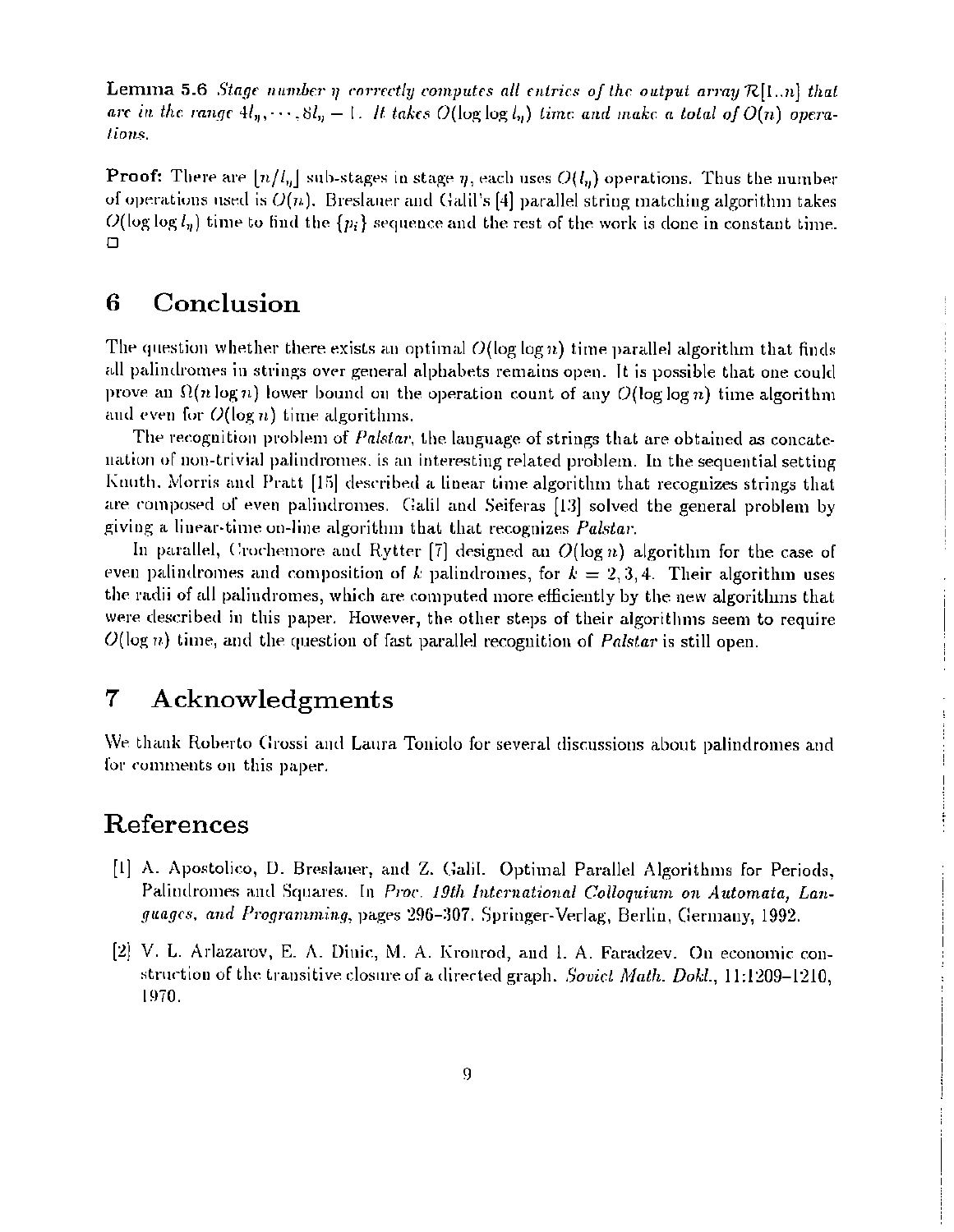**Lemma 5.6** *Stage number $\eta$ correctly computes all entries of the output array $\mathcal{R}[1..n]$ that are in the range $4l_\eta, \cdots, 8l_\eta - 1$. It takes $O(\log\log l_\eta)$ time and make a total of $O(n)$ operations.*

**Proof:** There are $\lfloor n/l_\eta \rfloor$ sub-stages in stage $\eta$, each uses $O(l_\eta)$ operations. Thus the number of operations used is $O(n)$. Breslauer and Galil's [4] parallel string matching algorithm takes $O(\log\log l_\eta)$ time to find the $\{p_i\}$ sequence and the rest of the work is done in constant time. □

# 6 Conclusion

The question whether there exists an optimal $O(\log\log n)$ time parallel algorithm that finds all palindromes in strings over general alphabets remains open. It is possible that one could prove an $\Omega(n \log n)$ lower bound on the operation count of any $O(\log\log n)$ time algorithm and even for $O(\log n)$ time algorithms.

The recognition problem of *Palstar*, the language of strings that are obtained as concatenation of non-trivial palindromes, is an interesting related problem. In the sequential setting Knuth, Morris and Pratt [15] described a linear time algorithm that recognizes strings that are composed of even palindromes. Galil and Seiferas [13] solved the general problem by giving a linear-time on-line algorithm that that recognizes *Palstar*.

In parallel, Crochemore and Rytter [7] designed an $O(\log n)$ algorithm for the case of even palindromes and composition of $k$ palindromes, for $k = 2, 3, 4$. Their algorithm uses the radii of all palindromes, which are computed more efficiently by the new algorithms that were described in this paper. However, the other steps of their algorithms seem to require $O(\log n)$ time, and the question of fast parallel recognition of *Palstar* is still open.

# 7 Acknowledgments

We thank Roberto Grossi and Laura Toniolo for several discussions about palindromes and for comments on this paper.

# References

[1] A. Apostolico, D. Breslauer, and Z. Galil. Optimal Parallel Algorithms for Periods, Palindromes and Squares. In *Proc. 19th International Colloquium on Automata, Languages, and Programming*, pages 296–307. Springer-Verlag, Berlin, Germany, 1992.

[2] V. L. Arlazarov, E. A. Dinic, M. A. Kronrod, and I. A. Faradzev. On economic construction of the transitive closure of a directed graph. *Soviet Math. Dokl.*, 11:1209–1210, 1970.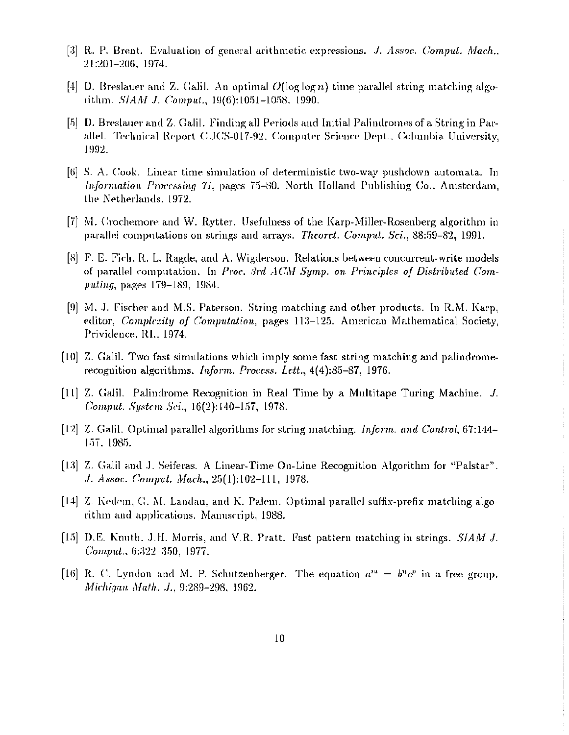[3] R. P. Brent. Evaluation of general arithmetic expressions. *J. Assoc. Comput. Mach.*, 21:201–206, 1974.

[4] D. Breslauer and Z. Galil. An optimal $O(\log \log n)$ time parallel string matching algorithm. *SIAM J. Comput.*, 19(6):1051–1058, 1990.

[5] D. Breslauer and Z. Galil. Finding all Periods and Initial Palindromes of a String in Parallel. Technical Report CUCS-017-92, Computer Science Dept., Columbia University, 1992.

[6] S. A. Cook. Linear time simulation of deterministic two-way pushdown automata. In *Information Processing 71*, pages 75–80. North Holland Publishing Co., Amsterdam, the Netherlands, 1972.

[7] M. Crochemore and W. Rytter. Usefulness of the Karp-Miller-Rosenberg algorithm in parallel computations on strings and arrays. *Theoret. Comput. Sci.*, 88:59–82, 1991.

[8] F. E. Fich, R. L. Ragde, and A. Wigderson. Relations between concurrent-write models of parallel computation. In *Proc. 3rd ACM Symp. on Principles of Distributed Computing*, pages 179–189, 1984.

[9] M. J. Fischer and M.S. Paterson. String matching and other products. In R.M. Karp, editor, *Complexity of Computation*, pages 113–125. American Mathematical Society, Prividence, RI., 1974.

[10] Z. Galil. Two fast simulations which imply some fast string matching and palindrome-recognition algorithms. *Inform. Process. Lett.*, 4(4):85–87, 1976.

[11] Z. Galil. Palindrome Recognition in Real Time by a Multitape Turing Machine. *J. Comput. System Sci.*, 16(2):140–157, 1978.

[12] Z. Galil. Optimal parallel algorithms for string matching. *Inform. and Control*, 67:144–157, 1985.

[13] Z. Galil and J. Seiferas. A Linear-Time On-Line Recognition Algorithm for "Palstar". *J. Assoc. Comput. Mach.*, 25(1):102–111, 1978.

[14] Z. Kedem, G. M. Landau, and K. Palem. Optimal parallel suffix-prefix matching algorithm and applications. Manuscript, 1988.

[15] D.E. Knuth, J.H. Morris, and V.R. Pratt. Fast pattern matching in strings. *SIAM J. Comput.*, 6:322–350, 1977.

[16] R. C. Lyndon and M. P. Schutzenberger. The equation $a^m = b^n c^p$ in a free group. *Michigan Math. J.*, 9:289–298, 1962.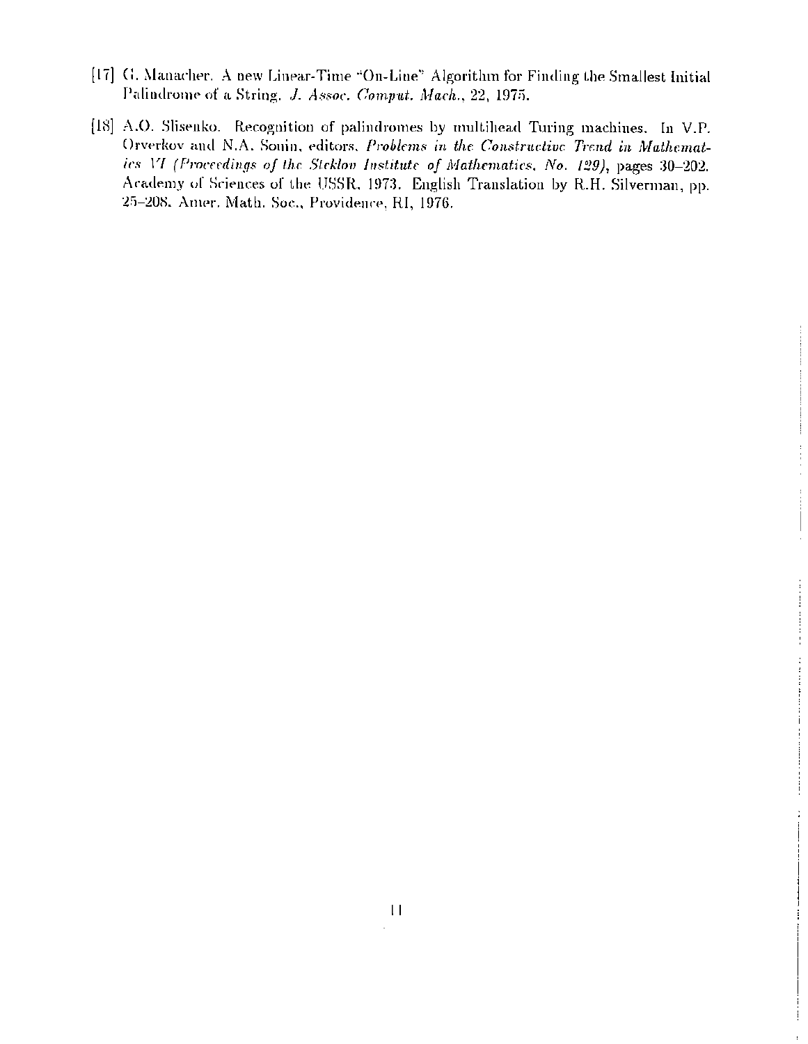[17] G. Manacher. A new Linear-Time "On-Line" Algorithm for Finding the Smallest Initial Palindrome of a String. *J. Assoc. Comput. Mach.*, 22, 1975.

[18] A.O. Slisenko. Recognition of palindromes by multihead Turing machines. In V.P. Orverkov and N.A. Sonin, editors, *Problems in the Constructive Trend in Mathematics VI (Proceedings of the Steklov Institute of Mathematics, No. 129)*, pages 30–202. Academy of Sciences of the USSR, 1973. English Translation by R.H. Silverman, pp. 25–208. Amer. Math. Soc., Providence, RI, 1976.